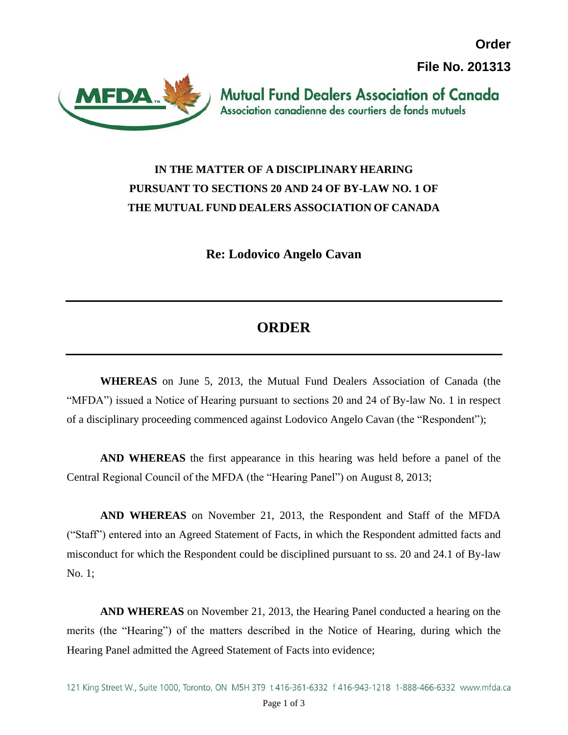**Order**

**File No. 201313**

Mutual Fund Dealers Association of Canada
Association canadienne des courtiers de fonds mutuels

**IN THE MATTER OF A DISCIPLINARY HEARING PURSUANT TO SECTIONS 20 AND 24 OF BY-LAW NO. 1 OF THE MUTUAL FUND DEALERS ASSOCIATION OF CANADA**

**Re: Lodovico Angelo Cavan**

---

# ORDER

---

**WHEREAS** on June 5, 2013, the Mutual Fund Dealers Association of Canada (the "MFDA") issued a Notice of Hearing pursuant to sections 20 and 24 of By-law No. 1 in respect of a disciplinary proceeding commenced against Lodovico Angelo Cavan (the "Respondent");

**AND WHEREAS** the first appearance in this hearing was held before a panel of the Central Regional Council of the MFDA (the "Hearing Panel") on August 8, 2013;

**AND WHEREAS** on November 21, 2013, the Respondent and Staff of the MFDA ("Staff") entered into an Agreed Statement of Facts, in which the Respondent admitted facts and misconduct for which the Respondent could be disciplined pursuant to ss. 20 and 24.1 of By-law No. 1;

**AND WHEREAS** on November 21, 2013, the Hearing Panel conducted a hearing on the merits (the "Hearing") of the matters described in the Notice of Hearing, during which the Hearing Panel admitted the Agreed Statement of Facts into evidence;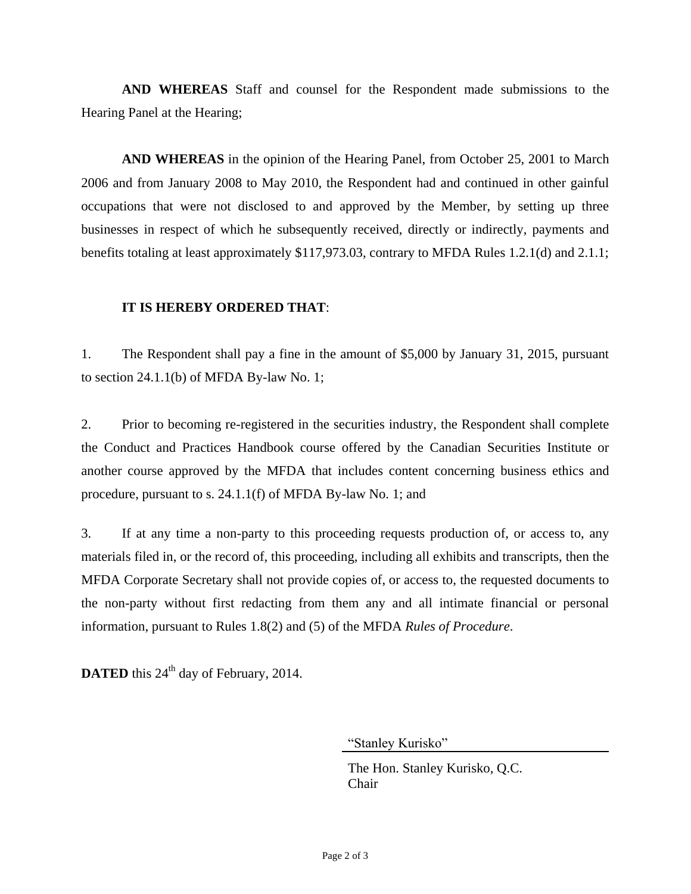**AND WHEREAS** Staff and counsel for the Respondent made submissions to the Hearing Panel at the Hearing;

**AND WHEREAS** in the opinion of the Hearing Panel, from October 25, 2001 to March 2006 and from January 2008 to May 2010, the Respondent had and continued in other gainful occupations that were not disclosed to and approved by the Member, by setting up three businesses in respect of which he subsequently received, directly or indirectly, payments and benefits totaling at least approximately $117,973.03, contrary to MFDA Rules 1.2.1(d) and 2.1.1;

**IT IS HEREBY ORDERED THAT**:

1. The Respondent shall pay a fine in the amount of $5,000 by January 31, 2015, pursuant to section 24.1.1(b) of MFDA By-law No. 1;

2. Prior to becoming re-registered in the securities industry, the Respondent shall complete the Conduct and Practices Handbook course offered by the Canadian Securities Institute or another course approved by the MFDA that includes content concerning business ethics and procedure, pursuant to s. 24.1.1(f) of MFDA By-law No. 1; and

3. If at any time a non-party to this proceeding requests production of, or access to, any materials filed in, or the record of, this proceeding, including all exhibits and transcripts, then the MFDA Corporate Secretary shall not provide copies of, or access to, the requested documents to the non-party without first redacting from them any and all intimate financial or personal information, pursuant to Rules 1.8(2) and (5) of the MFDA *Rules of Procedure*.

**DATED** this 24th day of February, 2014.

"Stanley Kurisko"

The Hon. Stanley Kurisko, Q.C.
Chair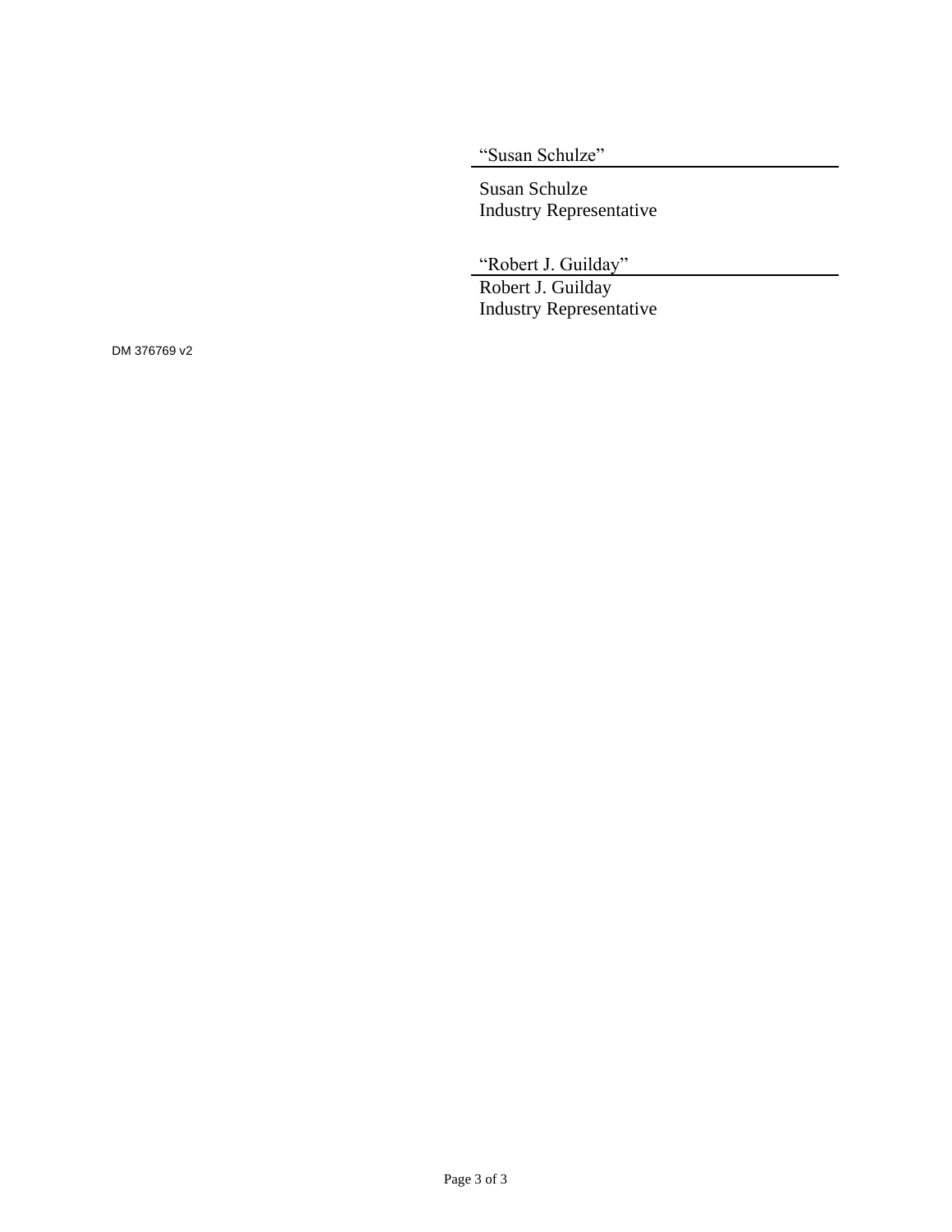"Susan Schulze"

Susan Schulze
Industry Representative

"Robert J. Guilday"

Robert J. Guilday
Industry Representative

DM 376769 v2